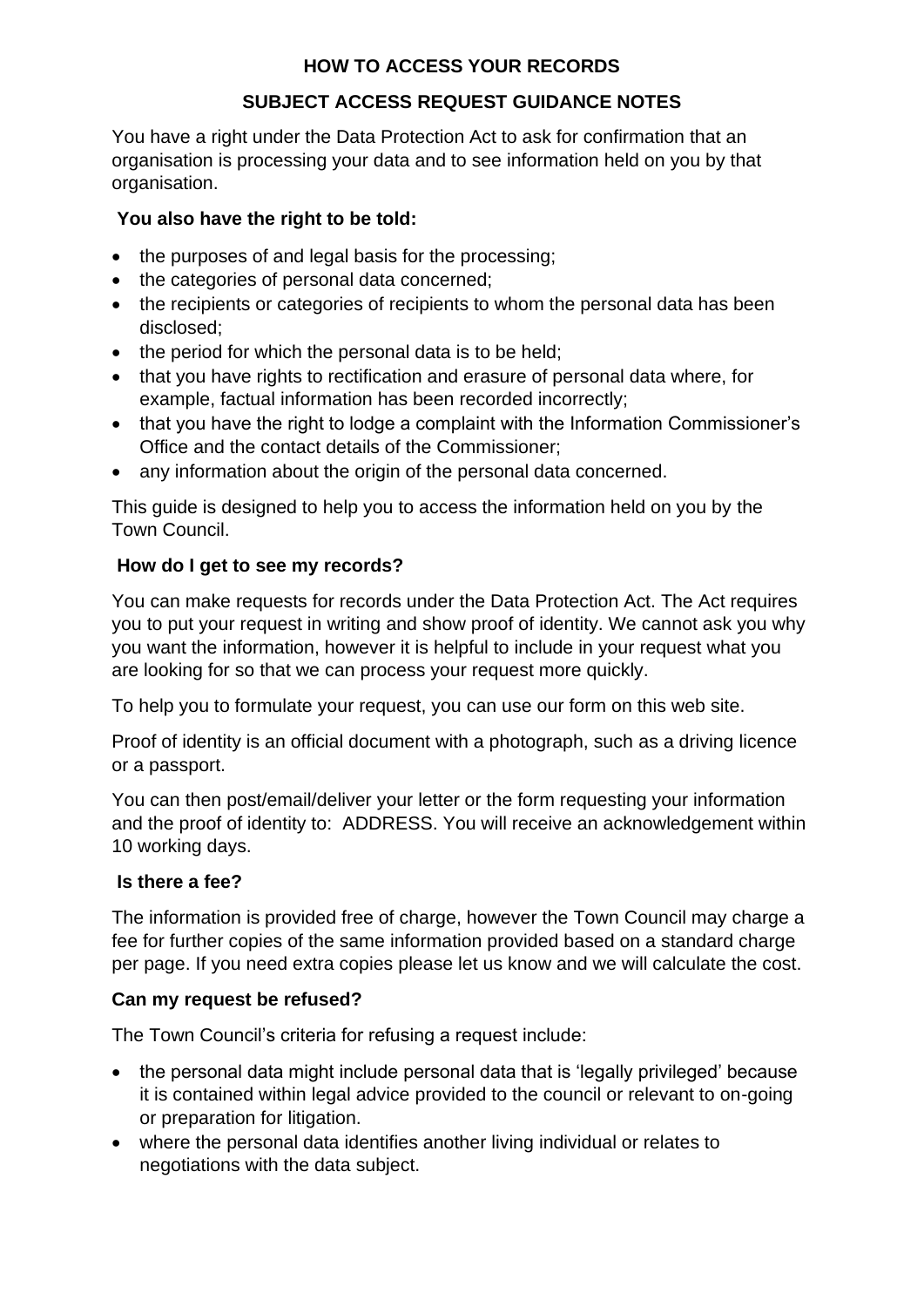# HOW TO ACCESS YOUR RECORDS

## SUBJECT ACCESS REQUEST GUIDANCE NOTES

You have a right under the Data Protection Act to ask for confirmation that an organisation is processing your data and to see information held on you by that organisation.

### You also have the right to be told:

- the purposes of and legal basis for the processing;
- the categories of personal data concerned;
- the recipients or categories of recipients to whom the personal data has been disclosed;
- the period for which the personal data is to be held;
- that you have rights to rectification and erasure of personal data where, for example, factual information has been recorded incorrectly;
- that you have the right to lodge a complaint with the Information Commissioner's Office and the contact details of the Commissioner;
- any information about the origin of the personal data concerned.

This guide is designed to help you to access the information held on you by the Town Council.

### How do I get to see my records?

You can make requests for records under the Data Protection Act. The Act requires you to put your request in writing and show proof of identity. We cannot ask you why you want the information, however it is helpful to include in your request what you are looking for so that we can process your request more quickly.

To help you to formulate your request, you can use our form on this web site.

Proof of identity is an official document with a photograph, such as a driving licence or a passport.

You can then post/email/deliver your letter or the form requesting your information and the proof of identity to: ADDRESS. You will receive an acknowledgement within 10 working days.

### Is there a fee?

The information is provided free of charge, however the Town Council may charge a fee for further copies of the same information provided based on a standard charge per page. If you need extra copies please let us know and we will calculate the cost.

### Can my request be refused?

The Town Council's criteria for refusing a request include:

- the personal data might include personal data that is 'legally privileged' because it is contained within legal advice provided to the council or relevant to on-going or preparation for litigation.
- where the personal data identifies another living individual or relates to negotiations with the data subject.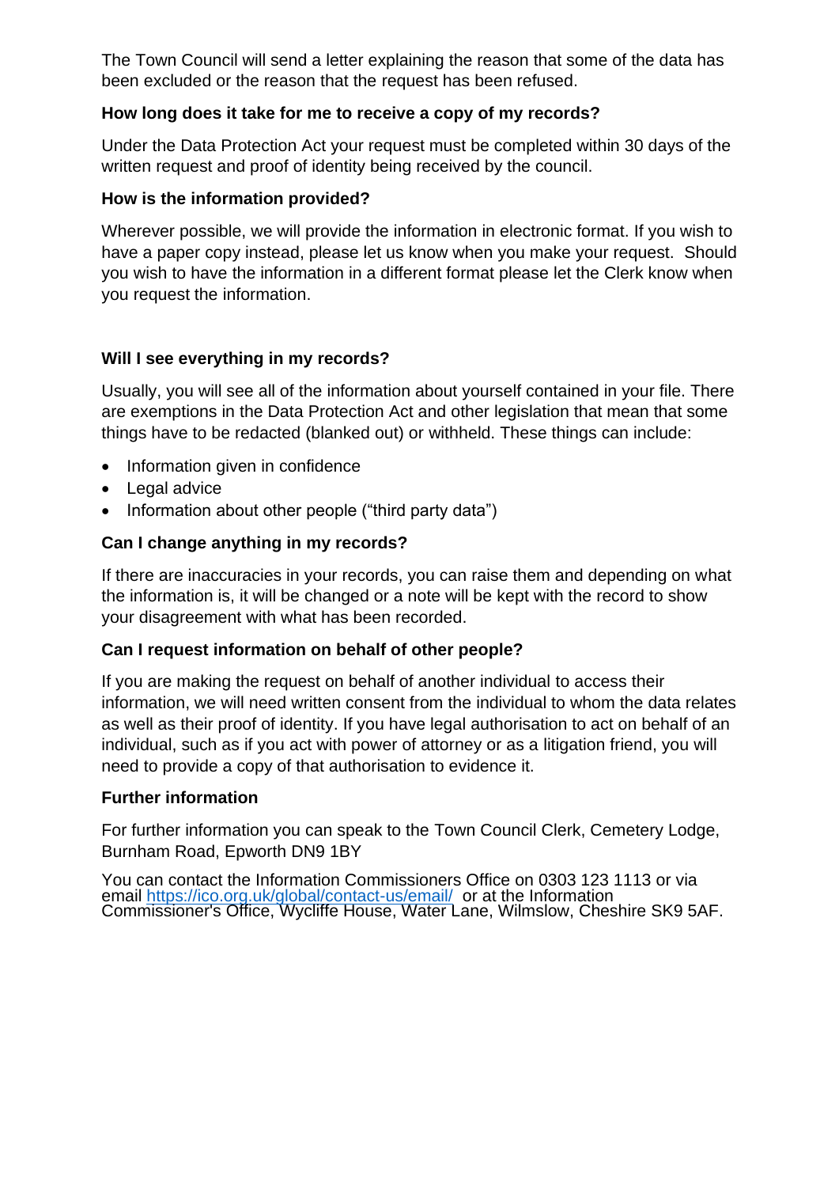The Town Council will send a letter explaining the reason that some of the data has been excluded or the reason that the request has been refused.

**How long does it take for me to receive a copy of my records?**

Under the Data Protection Act your request must be completed within 30 days of the written request and proof of identity being received by the council.

**How is the information provided?**

Wherever possible, we will provide the information in electronic format. If you wish to have a paper copy instead, please let us know when you make your request. Should you wish to have the information in a different format please let the Clerk know when you request the information.

**Will I see everything in my records?**

Usually, you will see all of the information about yourself contained in your file. There are exemptions in the Data Protection Act and other legislation that mean that some things have to be redacted (blanked out) or withheld. These things can include:

- Information given in confidence
- Legal advice
- Information about other people ("third party data")

**Can I change anything in my records?**

If there are inaccuracies in your records, you can raise them and depending on what the information is, it will be changed or a note will be kept with the record to show your disagreement with what has been recorded.

**Can I request information on behalf of other people?**

If you are making the request on behalf of another individual to access their information, we will need written consent from the individual to whom the data relates as well as their proof of identity. If you have legal authorisation to act on behalf of an individual, such as if you act with power of attorney or as a litigation friend, you will need to provide a copy of that authorisation to evidence it.

**Further information**

For further information you can speak to the Town Council Clerk, Cemetery Lodge, Burnham Road, Epworth DN9 1BY

You can contact the Information Commissioners Office on 0303 123 1113 or via email https://ico.org.uk/global/contact-us/email/ or at the Information Commissioner's Office, Wycliffe House, Water Lane, Wilmslow, Cheshire SK9 5AF.